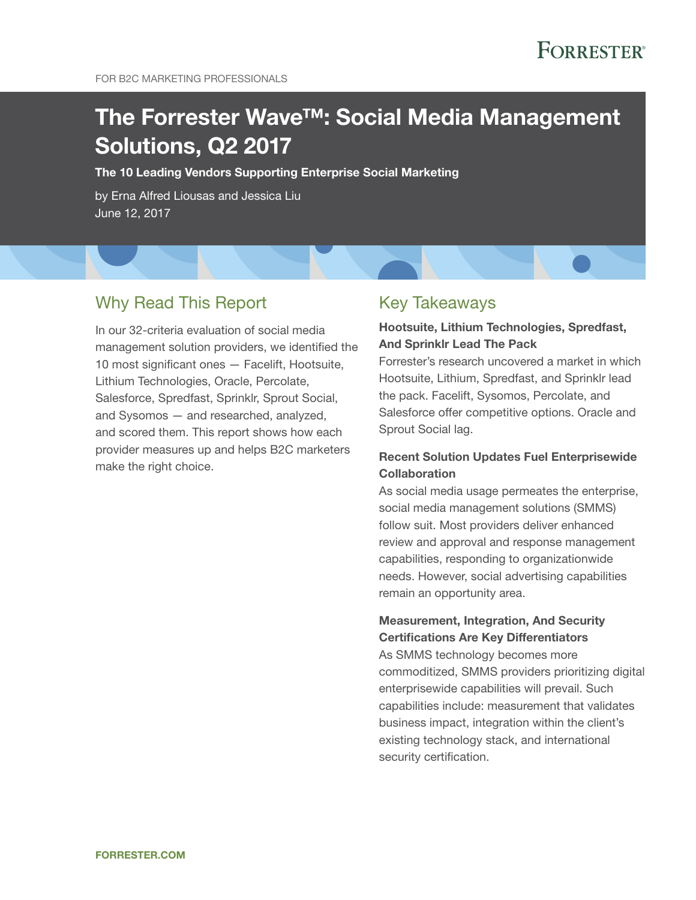FOR B2C MARKETING PROFESSIONALS

# The Forrester Wave™: Social Media Management Solutions, Q2 2017

**The 10 Leading Vendors Supporting Enterprise Social Marketing**

by Erna Alfred Liousas and Jessica Liu
June 12, 2017

## Why Read This Report

In our 32-criteria evaluation of social media management solution providers, we identified the 10 most significant ones — Facelift, Hootsuite, Lithium Technologies, Oracle, Percolate, Salesforce, Spredfast, Sprinklr, Sprout Social, and Sysomos — and researched, analyzed, and scored them. This report shows how each provider measures up and helps B2C marketers make the right choice.

## Key Takeaways

**Hootsuite, Lithium Technologies, Spredfast, And Sprinklr Lead The Pack**
Forrester's research uncovered a market in which Hootsuite, Lithium, Spredfast, and Sprinklr lead the pack. Facelift, Sysomos, Percolate, and Salesforce offer competitive options. Oracle and Sprout Social lag.

**Recent Solution Updates Fuel Enterprisewide Collaboration**
As social media usage permeates the enterprise, social media management solutions (SMMS) follow suit. Most providers deliver enhanced review and approval and response management capabilities, responding to organizationwide needs. However, social advertising capabilities remain an opportunity area.

**Measurement, Integration, And Security Certifications Are Key Differentiators**
As SMMS technology becomes more commoditized, SMMS providers prioritizing digital enterprisewide capabilities will prevail. Such capabilities include: measurement that validates business impact, integration within the client's existing technology stack, and international security certification.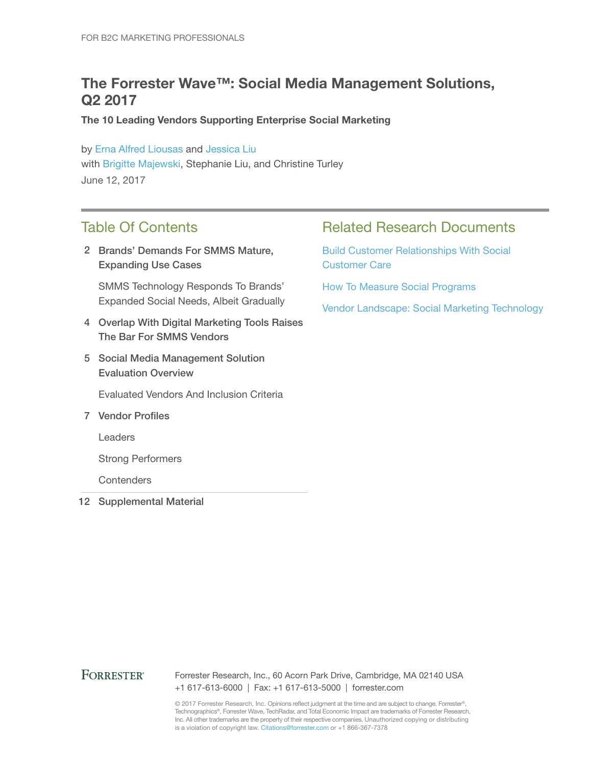FOR B2C MARKETING PROFESSIONALS

# The Forrester Wave™: Social Media Management Solutions, Q2 2017

**The 10 Leading Vendors Supporting Enterprise Social Marketing**

by Erna Alfred Liousas and Jessica Liu
with Brigitte Majewski, Stephanie Liu, and Christine Turley
June 12, 2017

## Table Of Contents

2 **Brands' Demands For SMMS Mature, Expanding Use Cases**

- SMMS Technology Responds To Brands' Expanded Social Needs, Albeit Gradually

4 **Overlap With Digital Marketing Tools Raises The Bar For SMMS Vendors**

5 **Social Media Management Solution Evaluation Overview**

- Evaluated Vendors And Inclusion Criteria

7 **Vendor Profiles**

- Leaders
- Strong Performers
- Contenders

12 **Supplemental Material**

## Related Research Documents

Build Customer Relationships With Social Customer Care

How To Measure Social Programs

Vendor Landscape: Social Marketing Technology

FORRESTER®

Forrester Research, Inc., 60 Acorn Park Drive, Cambridge, MA 02140 USA
+1 617-613-6000 | Fax: +1 617-613-5000 | forrester.com

© 2017 Forrester Research, Inc. Opinions reflect judgment at the time and are subject to change. Forrester®, Technographics®, Forrester Wave, TechRadar, and Total Economic Impact are trademarks of Forrester Research, Inc. All other trademarks are the property of their respective companies. Unauthorized copying or distributing is a violation of copyright law. Citations@forrester.com or +1 866-367-7378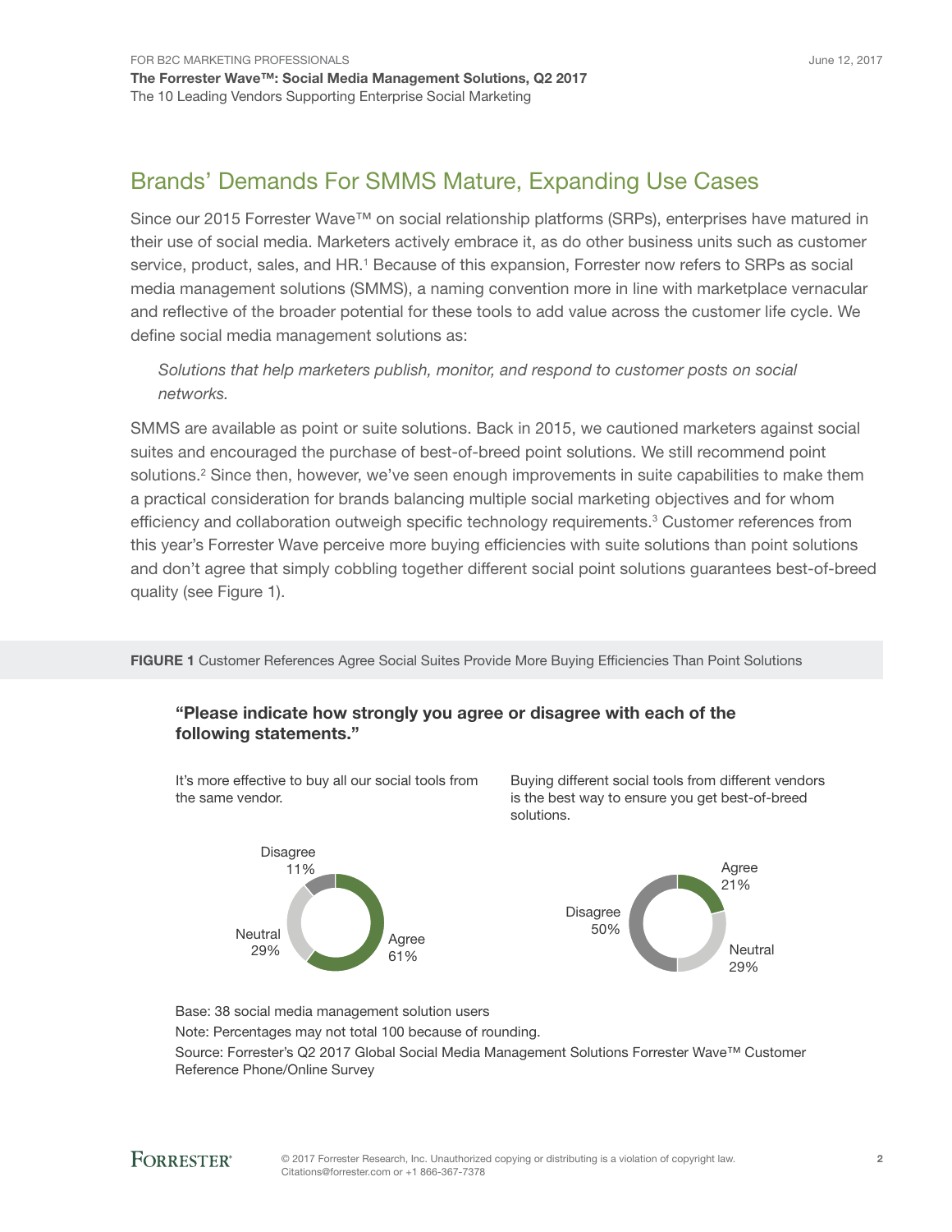## Brands' Demands For SMMS Mature, Expanding Use Cases

Since our 2015 Forrester Wave™ on social relationship platforms (SRPs), enterprises have matured in their use of social media. Marketers actively embrace it, as do other business units such as customer service, product, sales, and HR.[1] Because of this expansion, Forrester now refers to SRPs as social media management solutions (SMMS), a naming convention more in line with marketplace vernacular and reflective of the broader potential for these tools to add value across the customer life cycle. We define social media management solutions as:

> *Solutions that help marketers publish, monitor, and respond to customer posts on social networks.*

SMMS are available as point or suite solutions. Back in 2015, we cautioned marketers against social suites and encouraged the purchase of best-of-breed point solutions. We still recommend point solutions.[2] Since then, however, we've seen enough improvements in suite capabilities to make them a practical consideration for brands balancing multiple social marketing objectives and for whom efficiency and collaboration outweigh specific technology requirements.[3] Customer references from this year's Forrester Wave perceive more buying efficiencies with suite solutions than point solutions and don't agree that simply cobbling together different social point solutions guarantees best-of-breed quality (see Figure 1).

**FIGURE 1** Customer References Agree Social Suites Provide More Buying Efficiencies Than Point Solutions

**"Please indicate how strongly you agree or disagree with each of the following statements."**

It's more effective to buy all our social tools from the same vendor.

- Agree 61%
- Neutral 29%
- Disagree 11%

Buying different social tools from different vendors is the best way to ensure you get best-of-breed solutions.

- Agree 21%
- Neutral 29%
- Disagree 50%

Base: 38 social media management solution users

Note: Percentages may not total 100 because of rounding.

Source: Forrester's Q2 2017 Global Social Media Management Solutions Forrester Wave™ Customer Reference Phone/Online Survey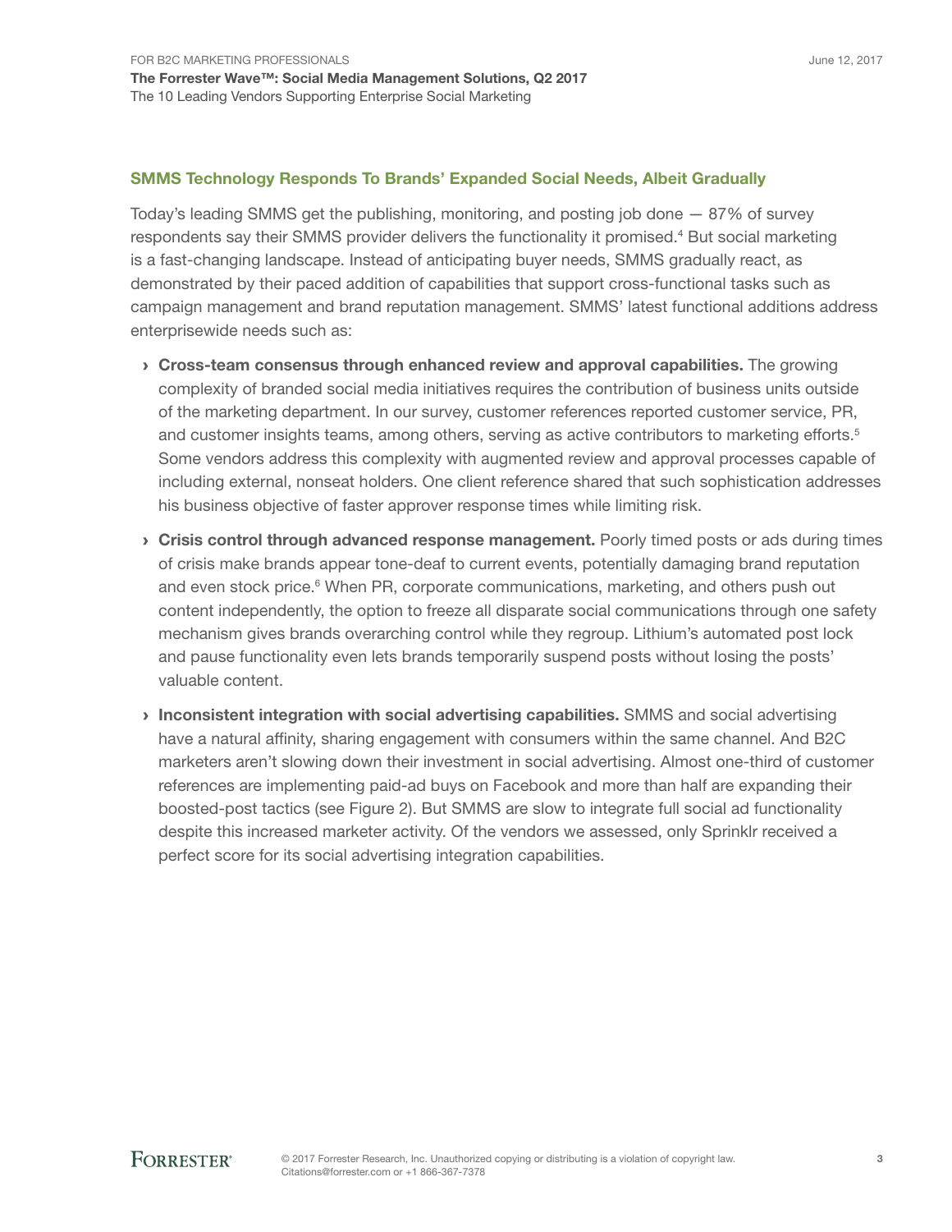## SMMS Technology Responds To Brands' Expanded Social Needs, Albeit Gradually

Today's leading SMMS get the publishing, monitoring, and posting job done — 87% of survey respondents say their SMMS provider delivers the functionality it promised.[4] But social marketing is a fast-changing landscape. Instead of anticipating buyer needs, SMMS gradually react, as demonstrated by their paced addition of capabilities that support cross-functional tasks such as campaign management and brand reputation management. SMMS' latest functional additions address enterprisewide needs such as:

- **Cross-team consensus through enhanced review and approval capabilities.** The growing complexity of branded social media initiatives requires the contribution of business units outside of the marketing department. In our survey, customer references reported customer service, PR, and customer insights teams, among others, serving as active contributors to marketing efforts.[5] Some vendors address this complexity with augmented review and approval processes capable of including external, nonseat holders. One client reference shared that such sophistication addresses his business objective of faster approver response times while limiting risk.
- **Crisis control through advanced response management.** Poorly timed posts or ads during times of crisis make brands appear tone-deaf to current events, potentially damaging brand reputation and even stock price.[6] When PR, corporate communications, marketing, and others push out content independently, the option to freeze all disparate social communications through one safety mechanism gives brands overarching control while they regroup. Lithium's automated post lock and pause functionality even lets brands temporarily suspend posts without losing the posts' valuable content.
- **Inconsistent integration with social advertising capabilities.** SMMS and social advertising have a natural affinity, sharing engagement with consumers within the same channel. And B2C marketers aren't slowing down their investment in social advertising. Almost one-third of customer references are implementing paid-ad buys on Facebook and more than half are expanding their boosted-post tactics (see Figure 2). But SMMS are slow to integrate full social ad functionality despite this increased marketer activity. Of the vendors we assessed, only Sprinklr received a perfect score for its social advertising integration capabilities.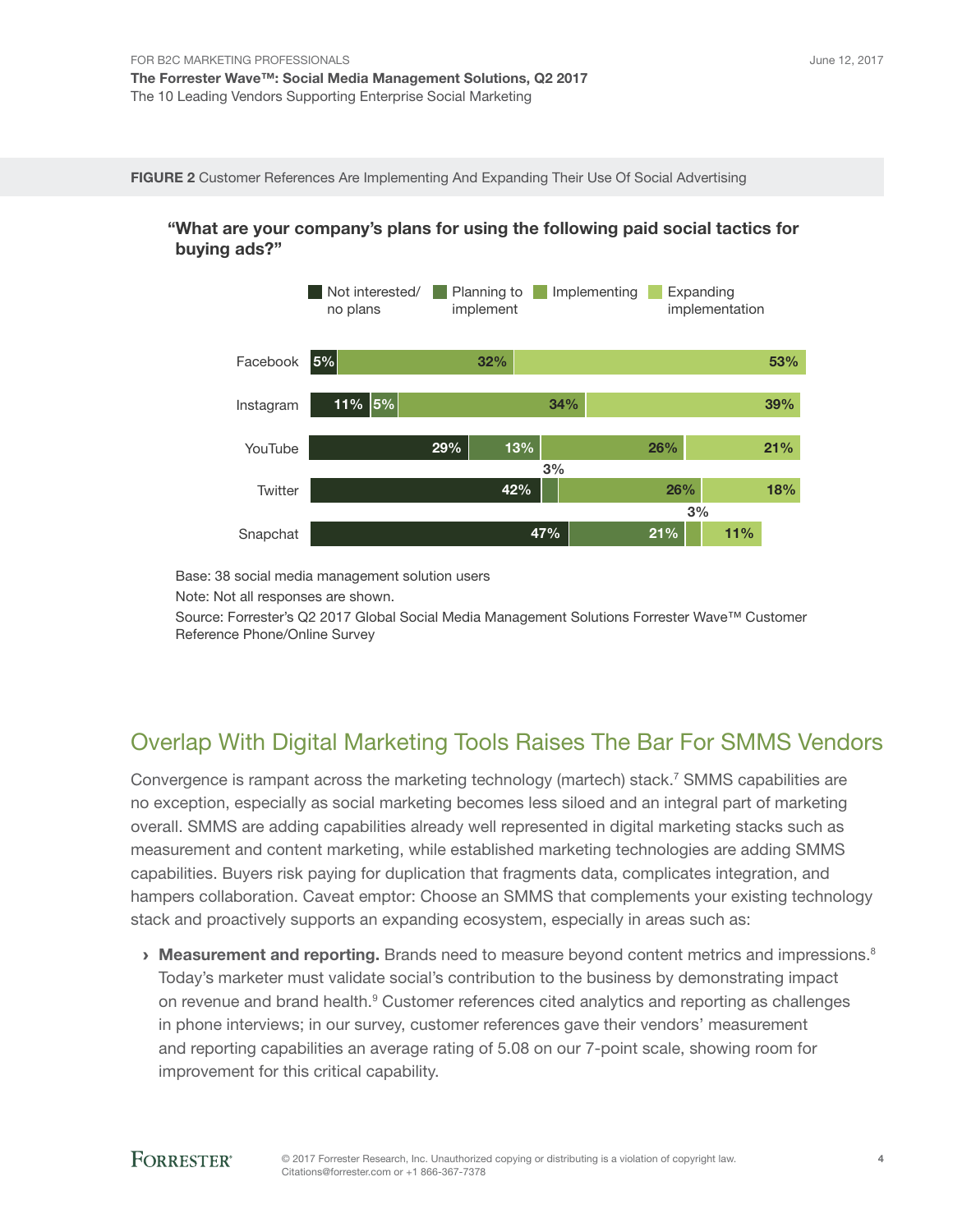**FIGURE 2** Customer References Are Implementing And Expanding Their Use Of Social Advertising

**"What are your company's plans for using the following paid social tactics for buying ads?"**

| | Not interested/no plans | Planning to implement | Implementing | Expanding implementation |
|---|---|---|---|---|
| Facebook | 5% | | 32% | 53% |
| Instagram | 11% | 5% | 34% | 39% |
| YouTube | 29% | 13% | 26% | 21% |
| Twitter | 42% | 3% | 26% | 18% |
| Snapchat | 47% | 21% | 3% | 11% |

Base: 38 social media management solution users

Note: Not all responses are shown.

Source: Forrester's Q2 2017 Global Social Media Management Solutions Forrester Wave™ Customer Reference Phone/Online Survey

## Overlap With Digital Marketing Tools Raises The Bar For SMMS Vendors

Convergence is rampant across the marketing technology (martech) stack.[7] SMMS capabilities are no exception, especially as social marketing becomes less siloed and an integral part of marketing overall. SMMS are adding capabilities already well represented in digital marketing stacks such as measurement and content marketing, while established marketing technologies are adding SMMS capabilities. Buyers risk paying for duplication that fragments data, complicates integration, and hampers collaboration. Caveat emptor: Choose an SMMS that complements your existing technology stack and proactively supports an expanding ecosystem, especially in areas such as:

- **Measurement and reporting.** Brands need to measure beyond content metrics and impressions.[8] Today's marketer must validate social's contribution to the business by demonstrating impact on revenue and brand health.[9] Customer references cited analytics and reporting as challenges in phone interviews; in our survey, customer references gave their vendors' measurement and reporting capabilities an average rating of 5.08 on our 7-point scale, showing room for improvement for this critical capability.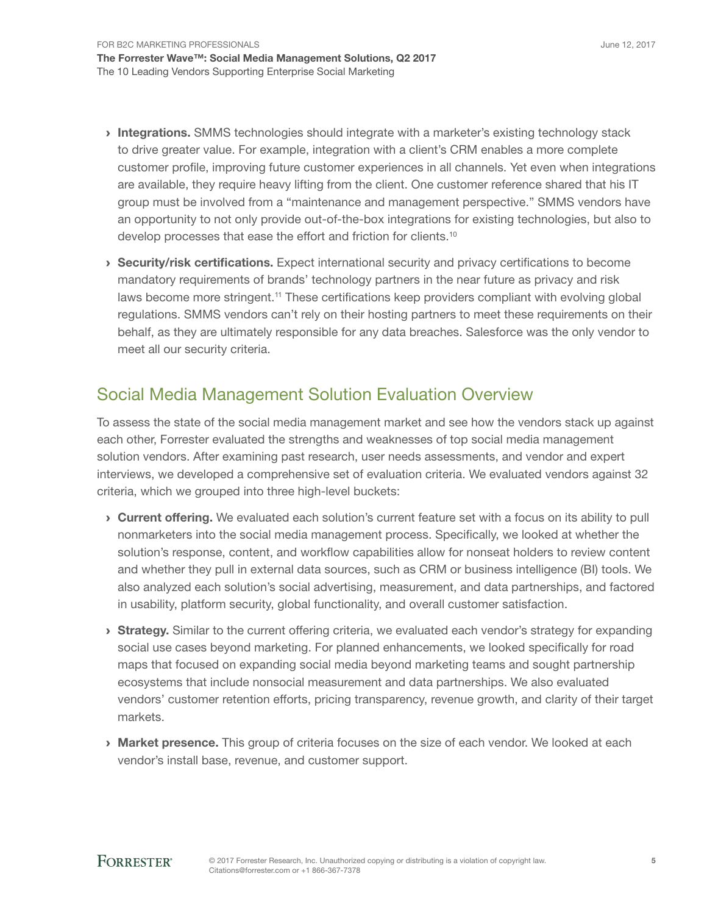- **Integrations.** SMMS technologies should integrate with a marketer's existing technology stack to drive greater value. For example, integration with a client's CRM enables a more complete customer profile, improving future customer experiences in all channels. Yet even when integrations are available, they require heavy lifting from the client. One customer reference shared that his IT group must be involved from a "maintenance and management perspective." SMMS vendors have an opportunity to not only provide out-of-the-box integrations for existing technologies, but also to develop processes that ease the effort and friction for clients.[10]

- **Security/risk certifications.** Expect international security and privacy certifications to become mandatory requirements of brands' technology partners in the near future as privacy and risk laws become more stringent.[11] These certifications keep providers compliant with evolving global regulations. SMMS vendors can't rely on their hosting partners to meet these requirements on their behalf, as they are ultimately responsible for any data breaches. Salesforce was the only vendor to meet all our security criteria.

## Social Media Management Solution Evaluation Overview

To assess the state of the social media management market and see how the vendors stack up against each other, Forrester evaluated the strengths and weaknesses of top social media management solution vendors. After examining past research, user needs assessments, and vendor and expert interviews, we developed a comprehensive set of evaluation criteria. We evaluated vendors against 32 criteria, which we grouped into three high-level buckets:

- **Current offering.** We evaluated each solution's current feature set with a focus on its ability to pull nonmarketers into the social media management process. Specifically, we looked at whether the solution's response, content, and workflow capabilities allow for nonseat holders to review content and whether they pull in external data sources, such as CRM or business intelligence (BI) tools. We also analyzed each solution's social advertising, measurement, and data partnerships, and factored in usability, platform security, global functionality, and overall customer satisfaction.

- **Strategy.** Similar to the current offering criteria, we evaluated each vendor's strategy for expanding social use cases beyond marketing. For planned enhancements, we looked specifically for road maps that focused on expanding social media beyond marketing teams and sought partnership ecosystems that include nonsocial measurement and data partnerships. We also evaluated vendors' customer retention efforts, pricing transparency, revenue growth, and clarity of their target markets.

- **Market presence.** This group of criteria focuses on the size of each vendor. We looked at each vendor's install base, revenue, and customer support.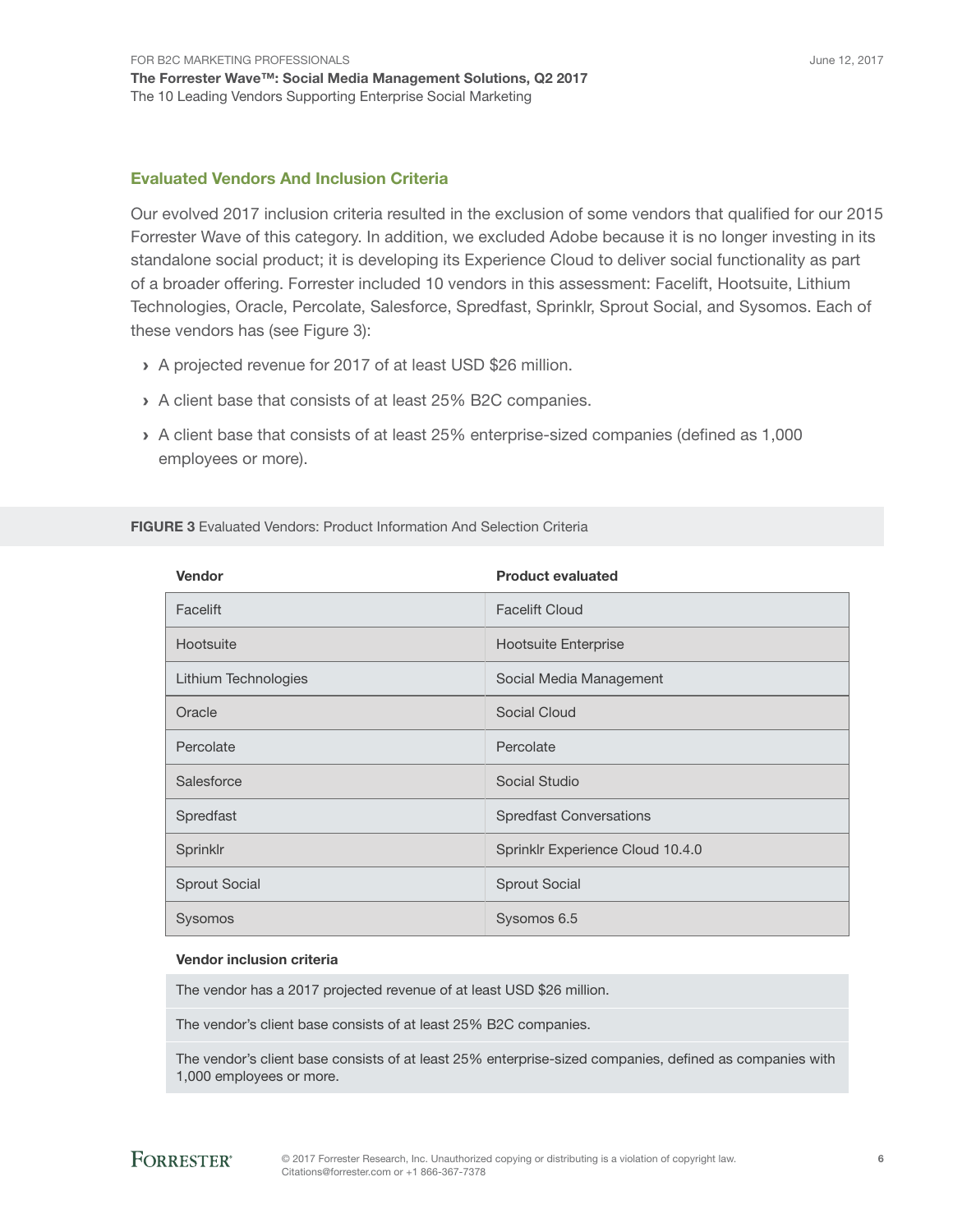## Evaluated Vendors And Inclusion Criteria

Our evolved 2017 inclusion criteria resulted in the exclusion of some vendors that qualified for our 2015 Forrester Wave of this category. In addition, we excluded Adobe because it is no longer investing in its standalone social product; it is developing its Experience Cloud to deliver social functionality as part of a broader offering. Forrester included 10 vendors in this assessment: Facelift, Hootsuite, Lithium Technologies, Oracle, Percolate, Salesforce, Spredfast, Sprinklr, Sprout Social, and Sysomos. Each of these vendors has (see Figure 3):

› A projected revenue for 2017 of at least USD $26 million.

› A client base that consists of at least 25% B2C companies.

› A client base that consists of at least 25% enterprise-sized companies (defined as 1,000 employees or more).

**FIGURE 3** Evaluated Vendors: Product Information And Selection Criteria

| Vendor | Product evaluated |
|---|---|
| Facelift | Facelift Cloud |
| Hootsuite | Hootsuite Enterprise |
| Lithium Technologies | Social Media Management |
| Oracle | Social Cloud |
| Percolate | Percolate |
| Salesforce | Social Studio |
| Spredfast | Spredfast Conversations |
| Sprinklr | Sprinklr Experience Cloud 10.4.0 |
| Sprout Social | Sprout Social |
| Sysomos | Sysomos 6.5 |

| Vendor inclusion criteria |
|---|
| The vendor has a 2017 projected revenue of at least USD $26 million. |
| The vendor's client base consists of at least 25% B2C companies. |
| The vendor's client base consists of at least 25% enterprise-sized companies, defined as companies with 1,000 employees or more. |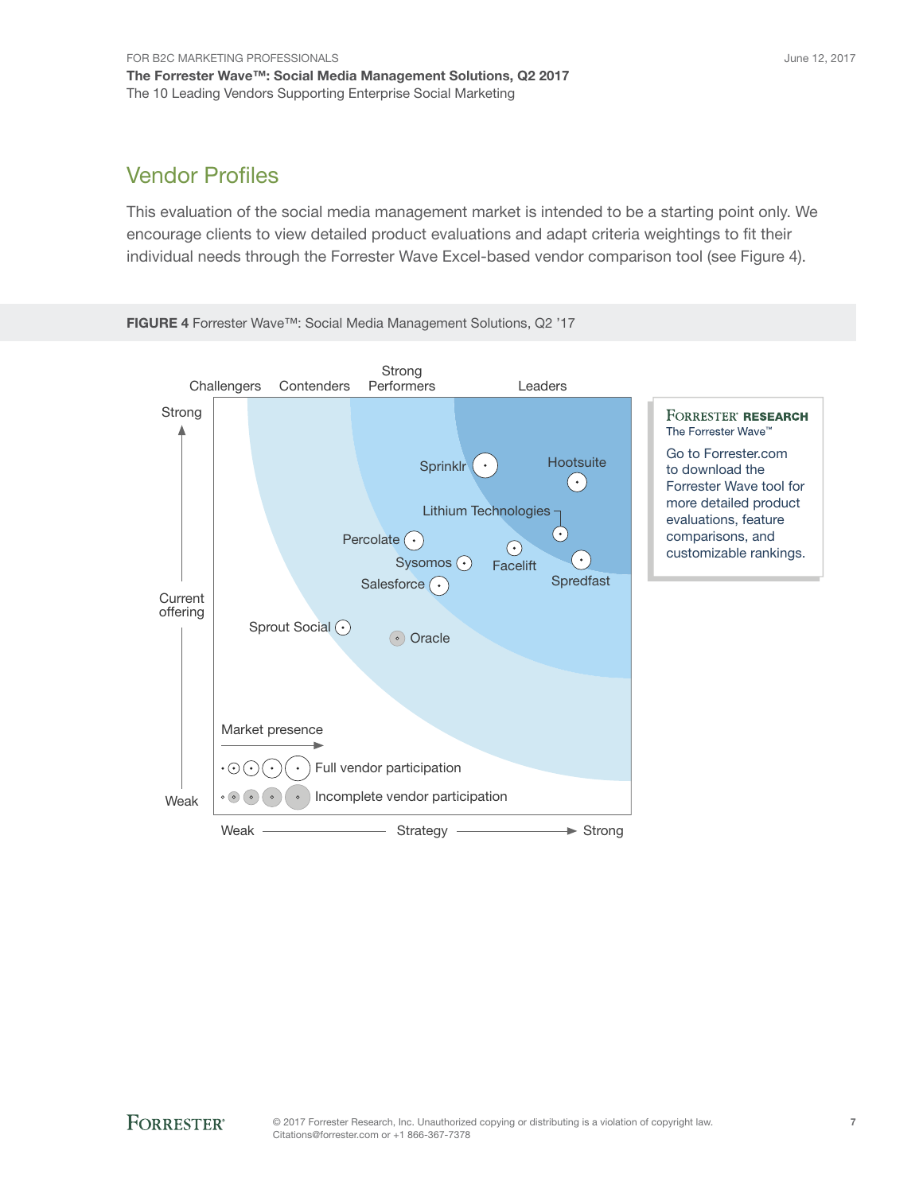## Vendor Profiles

This evaluation of the social media management market is intended to be a starting point only. We encourage clients to view detailed product evaluations and adapt criteria weightings to fit their individual needs through the Forrester Wave Excel-based vendor comparison tool (see Figure 4).

**FIGURE 4** Forrester Wave™: Social Media Management Solutions, Q2 '17

Challengers | Contenders | Strong Performers | Leaders

Strong — Current offering — Weak

Sprinklr, Hootsuite, Lithium Technologies, Percolate, Facelift, Sysomos, Spredfast, Salesforce, Sprout Social, Oracle

Market presence

Full vendor participation

Incomplete vendor participation

Weak — Strategy — Strong

**Forrester Research**
The Forrester Wave™

Go to Forrester.com to download the Forrester Wave tool for more detailed product evaluations, feature comparisons, and customizable rankings.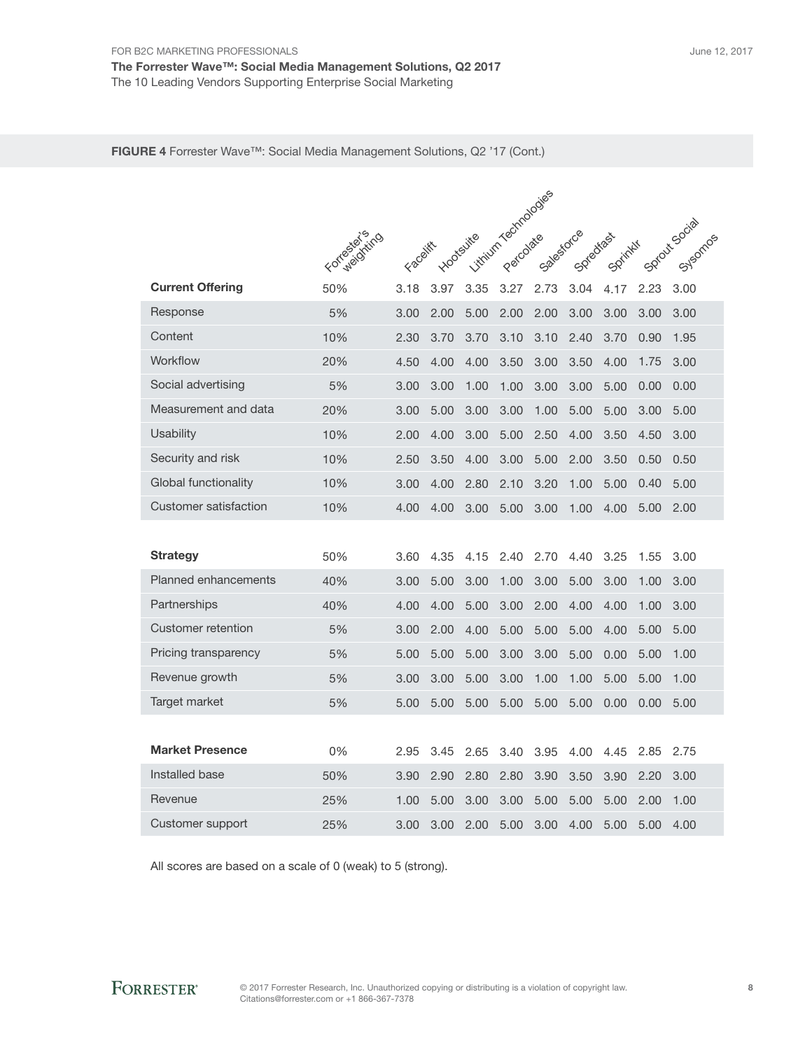**FIGURE 4** Forrester Wave™: Social Media Management Solutions, Q2 '17 (Cont.)

| | Forrester's weighting | Facelift | Hootsuite | Lithium Technologies | Percolate | Salesforce | Spredfast | Sprinklr | Sprout Social | Sysomos |
|---|---|---|---|---|---|---|---|---|---|---|
| **Current Offering** | 50% | 3.18 | 3.97 | 3.35 | 3.27 | 2.73 | 3.04 | 4.17 | 2.23 | 3.00 |
| Response | 5% | 3.00 | 2.00 | 5.00 | 2.00 | 2.00 | 3.00 | 3.00 | 3.00 | 3.00 |
| Content | 10% | 2.30 | 3.70 | 3.70 | 3.10 | 3.10 | 2.40 | 3.70 | 0.90 | 1.95 |
| Workflow | 20% | 4.50 | 4.00 | 4.00 | 3.50 | 3.00 | 3.50 | 4.00 | 1.75 | 3.00 |
| Social advertising | 5% | 3.00 | 3.00 | 1.00 | 1.00 | 3.00 | 3.00 | 5.00 | 0.00 | 0.00 |
| Measurement and data | 20% | 3.00 | 5.00 | 3.00 | 3.00 | 1.00 | 5.00 | 5.00 | 3.00 | 5.00 |
| Usability | 10% | 2.00 | 4.00 | 3.00 | 5.00 | 2.50 | 4.00 | 3.50 | 4.50 | 3.00 |
| Security and risk | 10% | 2.50 | 3.50 | 4.00 | 3.00 | 5.00 | 2.00 | 3.50 | 0.50 | 0.50 |
| Global functionality | 10% | 3.00 | 4.00 | 2.80 | 2.10 | 3.20 | 1.00 | 5.00 | 0.40 | 5.00 |
| Customer satisfaction | 10% | 4.00 | 4.00 | 3.00 | 5.00 | 3.00 | 1.00 | 4.00 | 5.00 | 2.00 |
| | | | | | | | | | | |
| **Strategy** | 50% | 3.60 | 4.35 | 4.15 | 2.40 | 2.70 | 4.40 | 3.25 | 1.55 | 3.00 |
| Planned enhancements | 40% | 3.00 | 5.00 | 3.00 | 1.00 | 3.00 | 5.00 | 3.00 | 1.00 | 3.00 |
| Partnerships | 40% | 4.00 | 4.00 | 5.00 | 3.00 | 2.00 | 4.00 | 4.00 | 1.00 | 3.00 |
| Customer retention | 5% | 3.00 | 2.00 | 4.00 | 5.00 | 5.00 | 5.00 | 4.00 | 5.00 | 5.00 |
| Pricing transparency | 5% | 5.00 | 5.00 | 5.00 | 3.00 | 3.00 | 5.00 | 0.00 | 5.00 | 1.00 |
| Revenue growth | 5% | 3.00 | 3.00 | 5.00 | 3.00 | 1.00 | 1.00 | 5.00 | 5.00 | 1.00 |
| Target market | 5% | 5.00 | 5.00 | 5.00 | 5.00 | 5.00 | 5.00 | 0.00 | 0.00 | 5.00 |
| | | | | | | | | | | |
| **Market Presence** | 0% | 2.95 | 3.45 | 2.65 | 3.40 | 3.95 | 4.00 | 4.45 | 2.85 | 2.75 |
| Installed base | 50% | 3.90 | 2.90 | 2.80 | 2.80 | 3.90 | 3.50 | 3.90 | 2.20 | 3.00 |
| Revenue | 25% | 1.00 | 5.00 | 3.00 | 3.00 | 5.00 | 5.00 | 5.00 | 2.00 | 1.00 |
| Customer support | 25% | 3.00 | 3.00 | 2.00 | 5.00 | 3.00 | 4.00 | 5.00 | 5.00 | 4.00 |

All scores are based on a scale of 0 (weak) to 5 (strong).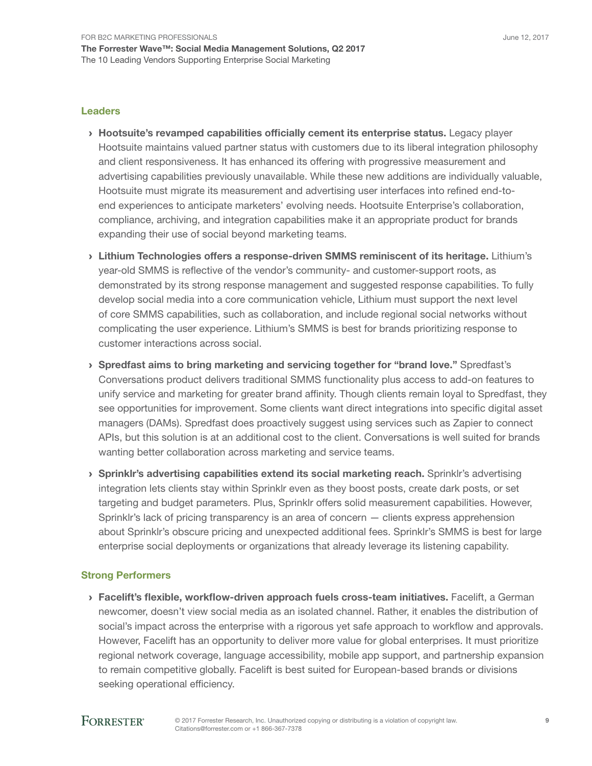### Leaders

- **Hootsuite's revamped capabilities officially cement its enterprise status.** Legacy player Hootsuite maintains valued partner status with customers due to its liberal integration philosophy and client responsiveness. It has enhanced its offering with progressive measurement and advertising capabilities previously unavailable. While these new additions are individually valuable, Hootsuite must migrate its measurement and advertising user interfaces into refined end-to-end experiences to anticipate marketers' evolving needs. Hootsuite Enterprise's collaboration, compliance, archiving, and integration capabilities make it an appropriate product for brands expanding their use of social beyond marketing teams.
- **Lithium Technologies offers a response-driven SMMS reminiscent of its heritage.** Lithium's year-old SMMS is reflective of the vendor's community- and customer-support roots, as demonstrated by its strong response management and suggested response capabilities. To fully develop social media into a core communication vehicle, Lithium must support the next level of core SMMS capabilities, such as collaboration, and include regional social networks without complicating the user experience. Lithium's SMMS is best for brands prioritizing response to customer interactions across social.
- **Spredfast aims to bring marketing and servicing together for "brand love."** Spredfast's Conversations product delivers traditional SMMS functionality plus access to add-on features to unify service and marketing for greater brand affinity. Though clients remain loyal to Spredfast, they see opportunities for improvement. Some clients want direct integrations into specific digital asset managers (DAMs). Spredfast does proactively suggest using services such as Zapier to connect APIs, but this solution is at an additional cost to the client. Conversations is well suited for brands wanting better collaboration across marketing and service teams.
- **Sprinklr's advertising capabilities extend its social marketing reach.** Sprinklr's advertising integration lets clients stay within Sprinklr even as they boost posts, create dark posts, or set targeting and budget parameters. Plus, Sprinklr offers solid measurement capabilities. However, Sprinklr's lack of pricing transparency is an area of concern — clients express apprehension about Sprinklr's obscure pricing and unexpected additional fees. Sprinklr's SMMS is best for large enterprise social deployments or organizations that already leverage its listening capability.

### Strong Performers

- **Facelift's flexible, workflow-driven approach fuels cross-team initiatives.** Facelift, a German newcomer, doesn't view social media as an isolated channel. Rather, it enables the distribution of social's impact across the enterprise with a rigorous yet safe approach to workflow and approvals. However, Facelift has an opportunity to deliver more value for global enterprises. It must prioritize regional network coverage, language accessibility, mobile app support, and partnership expansion to remain competitive globally. Facelift is best suited for European-based brands or divisions seeking operational efficiency.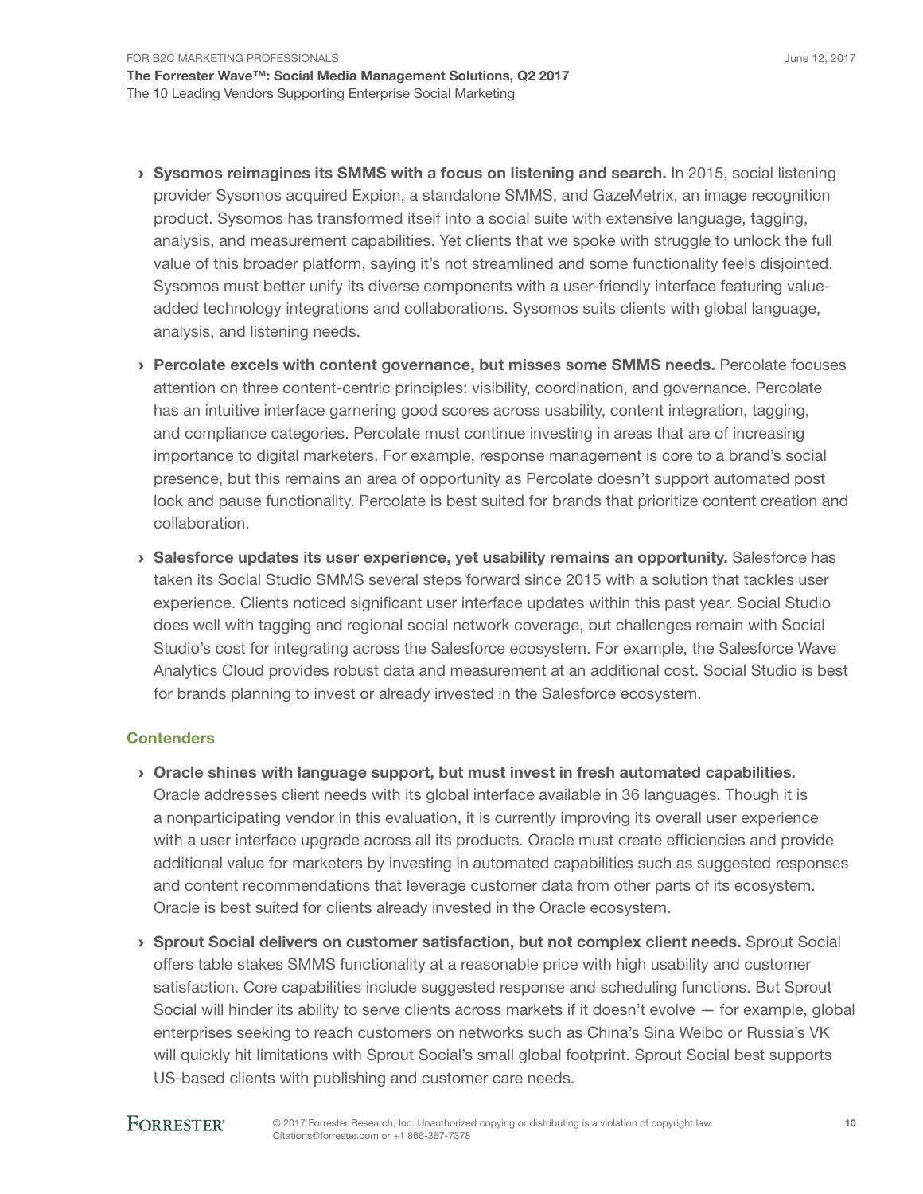- **Sysomos reimagines its SMMS with a focus on listening and search.** In 2015, social listening provider Sysomos acquired Expion, a standalone SMMS, and GazeMetrix, an image recognition product. Sysomos has transformed itself into a social suite with extensive language, tagging, analysis, and measurement capabilities. Yet clients that we spoke with struggle to unlock the full value of this broader platform, saying it's not streamlined and some functionality feels disjointed. Sysomos must better unify its diverse components with a user-friendly interface featuring value-added technology integrations and collaborations. Sysomos suits clients with global language, analysis, and listening needs.

- **Percolate excels with content governance, but misses some SMMS needs.** Percolate focuses attention on three content-centric principles: visibility, coordination, and governance. Percolate has an intuitive interface garnering good scores across usability, content integration, tagging, and compliance categories. Percolate must continue investing in areas that are of increasing importance to digital marketers. For example, response management is core to a brand's social presence, but this remains an area of opportunity as Percolate doesn't support automated post lock and pause functionality. Percolate is best suited for brands that prioritize content creation and collaboration.

- **Salesforce updates its user experience, yet usability remains an opportunity.** Salesforce has taken its Social Studio SMMS several steps forward since 2015 with a solution that tackles user experience. Clients noticed significant user interface updates within this past year. Social Studio does well with tagging and regional social network coverage, but challenges remain with Social Studio's cost for integrating across the Salesforce ecosystem. For example, the Salesforce Wave Analytics Cloud provides robust data and measurement at an additional cost. Social Studio is best for brands planning to invest or already invested in the Salesforce ecosystem.

### Contenders

- **Oracle shines with language support, but must invest in fresh automated capabilities.** Oracle addresses client needs with its global interface available in 36 languages. Though it is a nonparticipating vendor in this evaluation, it is currently improving its overall user experience with a user interface upgrade across all its products. Oracle must create efficiencies and provide additional value for marketers by investing in automated capabilities such as suggested responses and content recommendations that leverage customer data from other parts of its ecosystem. Oracle is best suited for clients already invested in the Oracle ecosystem.

- **Sprout Social delivers on customer satisfaction, but not complex client needs.** Sprout Social offers table stakes SMMS functionality at a reasonable price with high usability and customer satisfaction. Core capabilities include suggested response and scheduling functions. But Sprout Social will hinder its ability to serve clients across markets if it doesn't evolve — for example, global enterprises seeking to reach customers on networks such as China's Sina Weibo or Russia's VK will quickly hit limitations with Sprout Social's small global footprint. Sprout Social best supports US-based clients with publishing and customer care needs.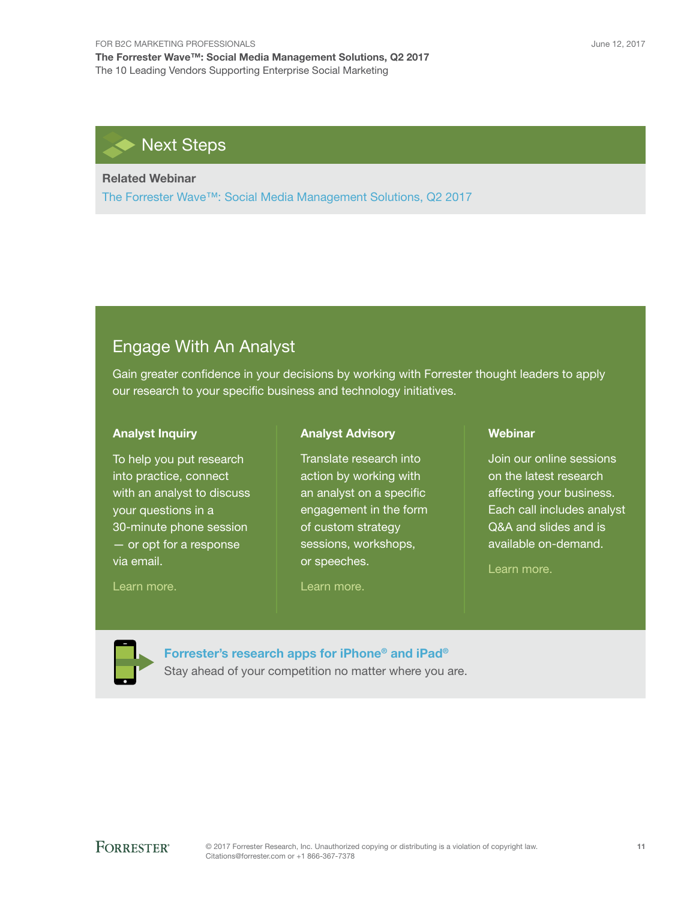## Next Steps

**Related Webinar**

The Forrester Wave™: Social Media Management Solutions, Q2 2017

## Engage With An Analyst

Gain greater confidence in your decisions by working with Forrester thought leaders to apply our research to your specific business and technology initiatives.

### Analyst Inquiry

To help you put research into practice, connect with an analyst to discuss your questions in a 30-minute phone session — or opt for a response via email.

Learn more.

### Analyst Advisory

Translate research into action by working with an analyst on a specific engagement in the form of custom strategy sessions, workshops, or speeches.

Learn more.

### Webinar

Join our online sessions on the latest research affecting your business. Each call includes analyst Q&A and slides and is available on-demand.

Learn more.

**Forrester's research apps for iPhone® and iPad®**

Stay ahead of your competition no matter where you are.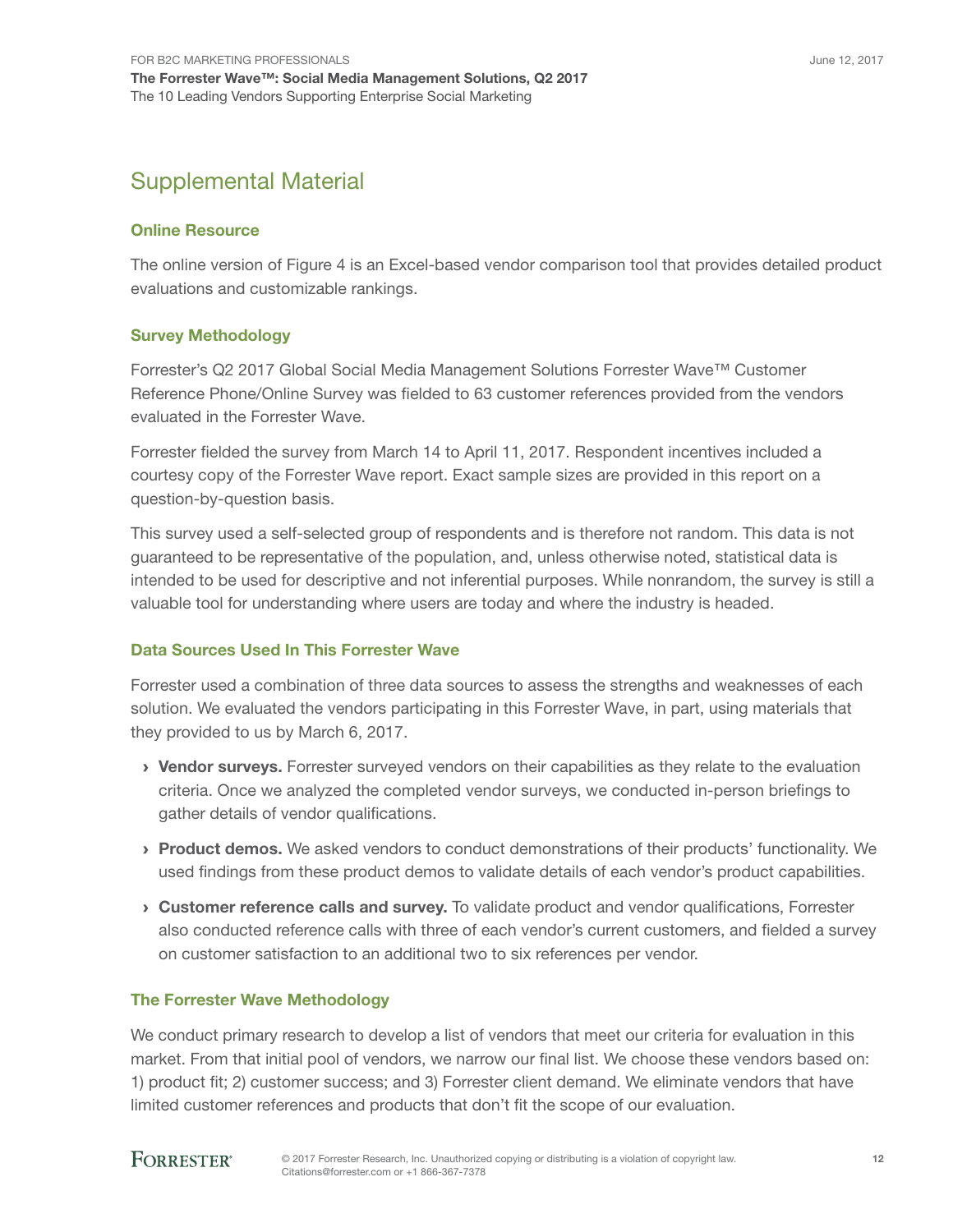## Supplemental Material

### Online Resource

The online version of Figure 4 is an Excel-based vendor comparison tool that provides detailed product evaluations and customizable rankings.

### Survey Methodology

Forrester's Q2 2017 Global Social Media Management Solutions Forrester Wave™ Customer Reference Phone/Online Survey was fielded to 63 customer references provided from the vendors evaluated in the Forrester Wave.

Forrester fielded the survey from March 14 to April 11, 2017. Respondent incentives included a courtesy copy of the Forrester Wave report. Exact sample sizes are provided in this report on a question-by-question basis.

This survey used a self-selected group of respondents and is therefore not random. This data is not guaranteed to be representative of the population, and, unless otherwise noted, statistical data is intended to be used for descriptive and not inferential purposes. While nonrandom, the survey is still a valuable tool for understanding where users are today and where the industry is headed.

### Data Sources Used In This Forrester Wave

Forrester used a combination of three data sources to assess the strengths and weaknesses of each solution. We evaluated the vendors participating in this Forrester Wave, in part, using materials that they provided to us by March 6, 2017.

- **Vendor surveys.** Forrester surveyed vendors on their capabilities as they relate to the evaluation criteria. Once we analyzed the completed vendor surveys, we conducted in-person briefings to gather details of vendor qualifications.
- **Product demos.** We asked vendors to conduct demonstrations of their products' functionality. We used findings from these product demos to validate details of each vendor's product capabilities.
- **Customer reference calls and survey.** To validate product and vendor qualifications, Forrester also conducted reference calls with three of each vendor's current customers, and fielded a survey on customer satisfaction to an additional two to six references per vendor.

### The Forrester Wave Methodology

We conduct primary research to develop a list of vendors that meet our criteria for evaluation in this market. From that initial pool of vendors, we narrow our final list. We choose these vendors based on: 1) product fit; 2) customer success; and 3) Forrester client demand. We eliminate vendors that have limited customer references and products that don't fit the scope of our evaluation.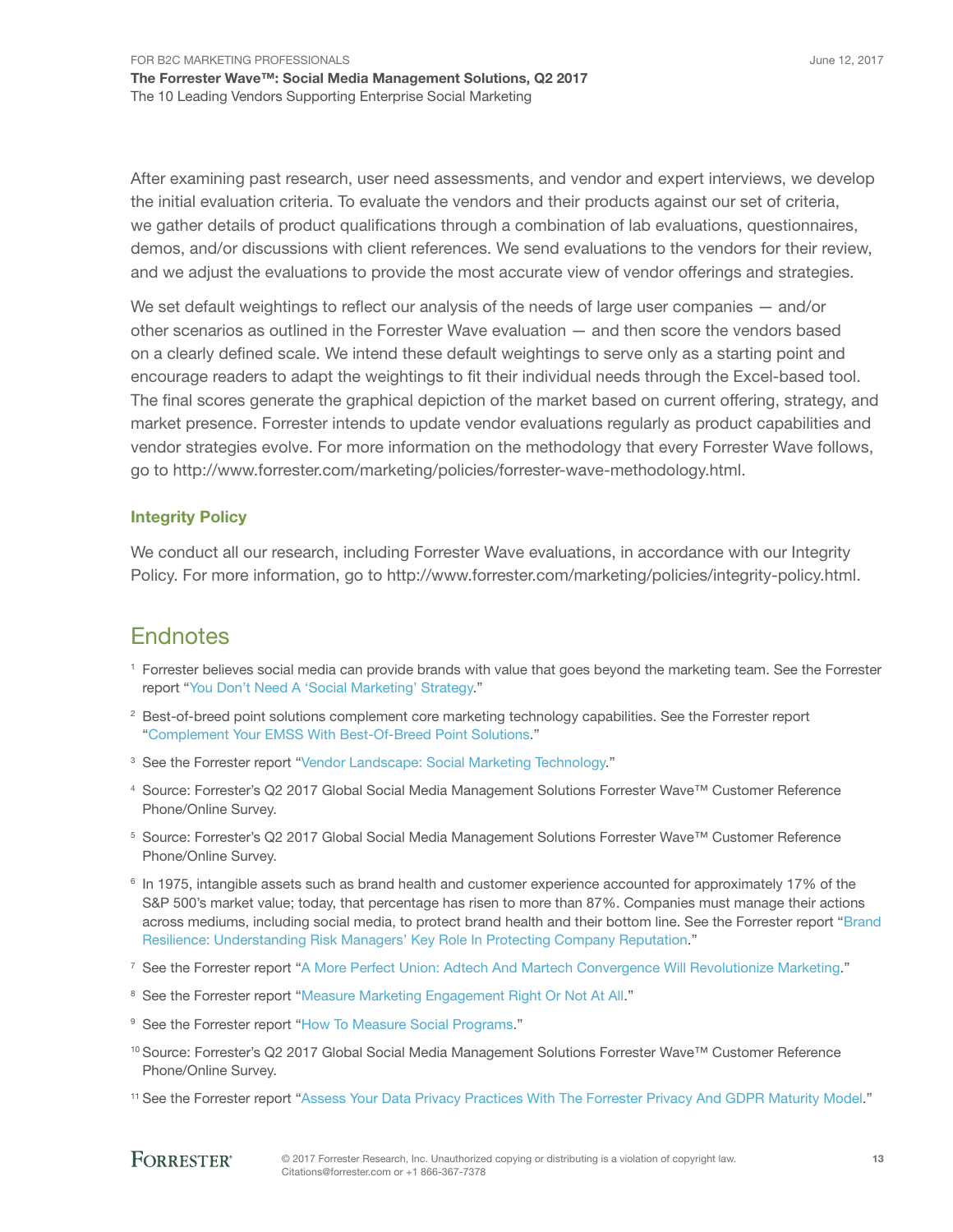After examining past research, user need assessments, and vendor and expert interviews, we develop the initial evaluation criteria. To evaluate the vendors and their products against our set of criteria, we gather details of product qualifications through a combination of lab evaluations, questionnaires, demos, and/or discussions with client references. We send evaluations to the vendors for their review, and we adjust the evaluations to provide the most accurate view of vendor offerings and strategies.

We set default weightings to reflect our analysis of the needs of large user companies — and/or other scenarios as outlined in the Forrester Wave evaluation — and then score the vendors based on a clearly defined scale. We intend these default weightings to serve only as a starting point and encourage readers to adapt the weightings to fit their individual needs through the Excel-based tool. The final scores generate the graphical depiction of the market based on current offering, strategy, and market presence. Forrester intends to update vendor evaluations regularly as product capabilities and vendor strategies evolve. For more information on the methodology that every Forrester Wave follows, go to http://www.forrester.com/marketing/policies/forrester-wave-methodology.html.

### Integrity Policy

We conduct all our research, including Forrester Wave evaluations, in accordance with our Integrity Policy. For more information, go to http://www.forrester.com/marketing/policies/integrity-policy.html.

## Endnotes

[1] Forrester believes social media can provide brands with value that goes beyond the marketing team. See the Forrester report "You Don't Need A 'Social Marketing' Strategy."

[2] Best-of-breed point solutions complement core marketing technology capabilities. See the Forrester report "Complement Your EMSS With Best-Of-Breed Point Solutions."

[3] See the Forrester report "Vendor Landscape: Social Marketing Technology."

[4] Source: Forrester's Q2 2017 Global Social Media Management Solutions Forrester Wave™ Customer Reference Phone/Online Survey.

[5] Source: Forrester's Q2 2017 Global Social Media Management Solutions Forrester Wave™ Customer Reference Phone/Online Survey.

[6] In 1975, intangible assets such as brand health and customer experience accounted for approximately 17% of the S&P 500's market value; today, that percentage has risen to more than 87%. Companies must manage their actions across mediums, including social media, to protect brand health and their bottom line. See the Forrester report "Brand Resilience: Understanding Risk Managers' Key Role In Protecting Company Reputation."

[7] See the Forrester report "A More Perfect Union: Adtech And Martech Convergence Will Revolutionize Marketing."

[8] See the Forrester report "Measure Marketing Engagement Right Or Not At All."

[9] See the Forrester report "How To Measure Social Programs."

[10] Source: Forrester's Q2 2017 Global Social Media Management Solutions Forrester Wave™ Customer Reference Phone/Online Survey.

[11] See the Forrester report "Assess Your Data Privacy Practices With The Forrester Privacy And GDPR Maturity Model."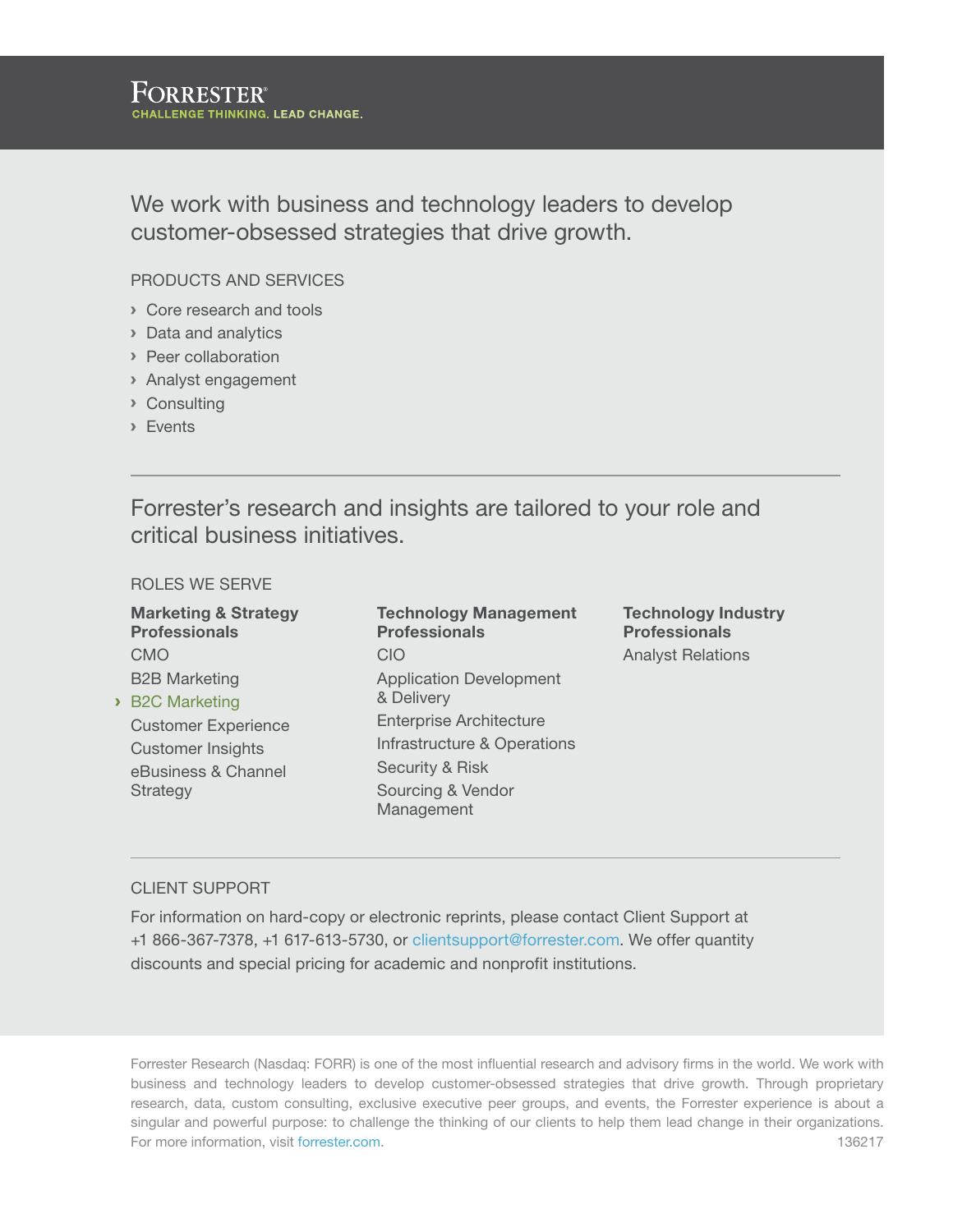FORRESTER®
CHALLENGE THINKING. LEAD CHANGE.

We work with business and technology leaders to develop customer-obsessed strategies that drive growth.

PRODUCTS AND SERVICES

- Core research and tools
- Data and analytics
- Peer collaboration
- Analyst engagement
- Consulting
- Events

Forrester's research and insights are tailored to your role and critical business initiatives.

ROLES WE SERVE

**Marketing & Strategy Professionals**
CMO
B2B Marketing
› B2C Marketing
Customer Experience
Customer Insights
eBusiness & Channel Strategy

**Technology Management Professionals**
CIO
Application Development & Delivery
Enterprise Architecture
Infrastructure & Operations
Security & Risk
Sourcing & Vendor Management

**Technology Industry Professionals**
Analyst Relations

CLIENT SUPPORT

For information on hard-copy or electronic reprints, please contact Client Support at +1 866-367-7378, +1 617-613-5730, or clientsupport@forrester.com. We offer quantity discounts and special pricing for academic and nonprofit institutions.

Forrester Research (Nasdaq: FORR) is one of the most influential research and advisory firms in the world. We work with business and technology leaders to develop customer-obsessed strategies that drive growth. Through proprietary research, data, custom consulting, exclusive executive peer groups, and events, the Forrester experience is about a singular and powerful purpose: to challenge the thinking of our clients to help them lead change in their organizations. For more information, visit forrester.com.

136217